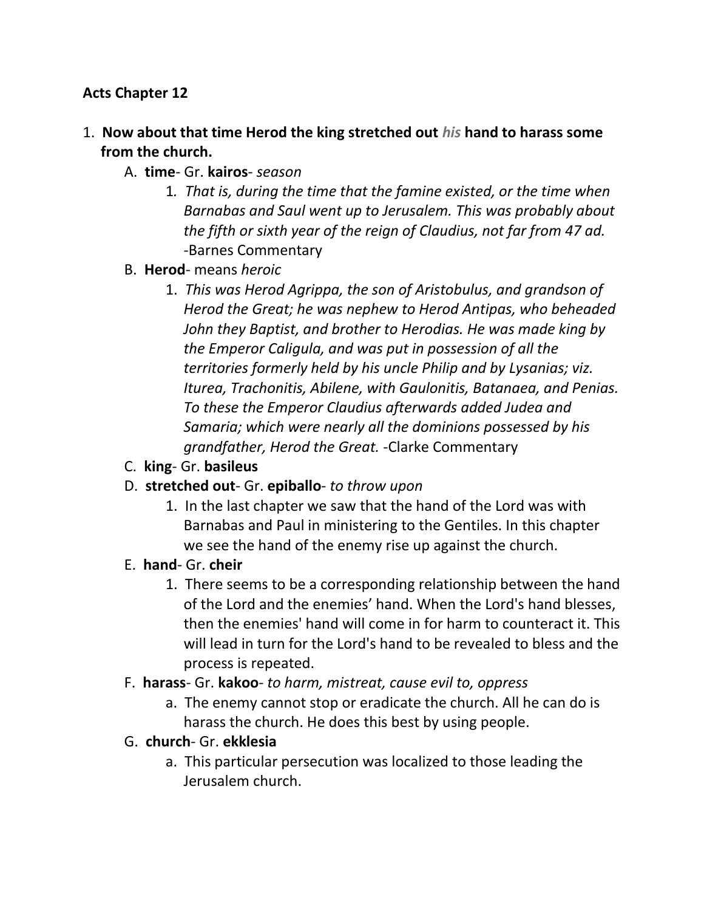**Acts Chapter 12**

1. **Now about that time Herod the king stretched out *his* hand to harass some from the church.**
   A. **time**- Gr. **kairos**- *season*
      1. *That is, during the time that the famine existed, or the time when Barnabas and Saul went up to Jerusalem. This was probably about the fifth or sixth year of the reign of Claudius, not far from 47 ad.* -Barnes Commentary
   B. **Herod**- means *heroic*
      1. *This was Herod Agrippa, the son of Aristobulus, and grandson of Herod the Great; he was nephew to Herod Antipas, who beheaded John they Baptist, and brother to Herodias. He was made king by the Emperor Caligula, and was put in possession of all the territories formerly held by his uncle Philip and by Lysanias; viz. Iturea, Trachonitis, Abilene, with Gaulonitis, Batanaea, and Penias. To these the Emperor Claudius afterwards added Judea and Samaria; which were nearly all the dominions possessed by his grandfather, Herod the Great.* -Clarke Commentary
   C. **king**- Gr. **basileus**
   D. **stretched out**- Gr. **epiballo**- *to throw upon*
      1. In the last chapter we saw that the hand of the Lord was with Barnabas and Paul in ministering to the Gentiles. In this chapter we see the hand of the enemy rise up against the church.
   E. **hand**- Gr. **cheir**
      1. There seems to be a corresponding relationship between the hand of the Lord and the enemies' hand. When the Lord's hand blesses, then the enemies' hand will come in for harm to counteract it. This will lead in turn for the Lord's hand to be revealed to bless and the process is repeated.
   F. **harass**- Gr. **kakoo**- *to harm, mistreat, cause evil to, oppress*
      a. The enemy cannot stop or eradicate the church. All he can do is harass the church. He does this best by using people.
   G. **church**- Gr. **ekklesia**
      a. This particular persecution was localized to those leading the Jerusalem church.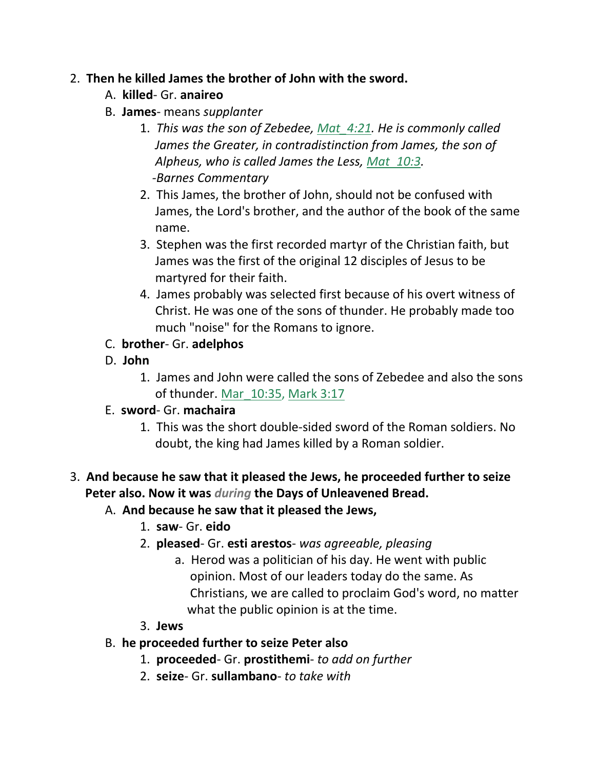2. **Then he killed James the brother of John with the sword.**
    A. **killed**- Gr. **anaireo**
    B. **James**- means *supplanter*
        1. *This was the son of Zebedee, Mat_4:21. He is commonly called James the Greater, in contradistinction from James, the son of Alpheus, who is called James the Less, Mat_10:3.* *-Barnes Commentary*
        2. This James, the brother of John, should not be confused with James, the Lord's brother, and the author of the book of the same name.
        3. Stephen was the first recorded martyr of the Christian faith, but James was the first of the original 12 disciples of Jesus to be martyred for their faith.
        4. James probably was selected first because of his overt witness of Christ. He was one of the sons of thunder. He probably made too much "noise" for the Romans to ignore.
    C. **brother**- Gr. **adelphos**
    D. **John**
        1. James and John were called the sons of Zebedee and also the sons of thunder. Mar_10:35, Mark 3:17
    E. **sword**- Gr. **machaira**
        1. This was the short double-sided sword of the Roman soldiers. No doubt, the king had James killed by a Roman soldier.

3. **And because he saw that it pleased the Jews, he proceeded further to seize Peter also. Now it was *during* the Days of Unleavened Bread.**
    A. **And because he saw that it pleased the Jews,**
        1. **saw**- Gr. **eido**
        2. **pleased**- Gr. **esti arestos**- *was agreeable, pleasing*
            a. Herod was a politician of his day. He went with public opinion. Most of our leaders today do the same. As Christians, we are called to proclaim God's word, no matter what the public opinion is at the time.
        3. **Jews**
    B. **he proceeded further to seize Peter also**
        1. **proceeded**- Gr. **prostithemi**- *to add on further*
        2. **seize**- Gr. **sullambano**- *to take with*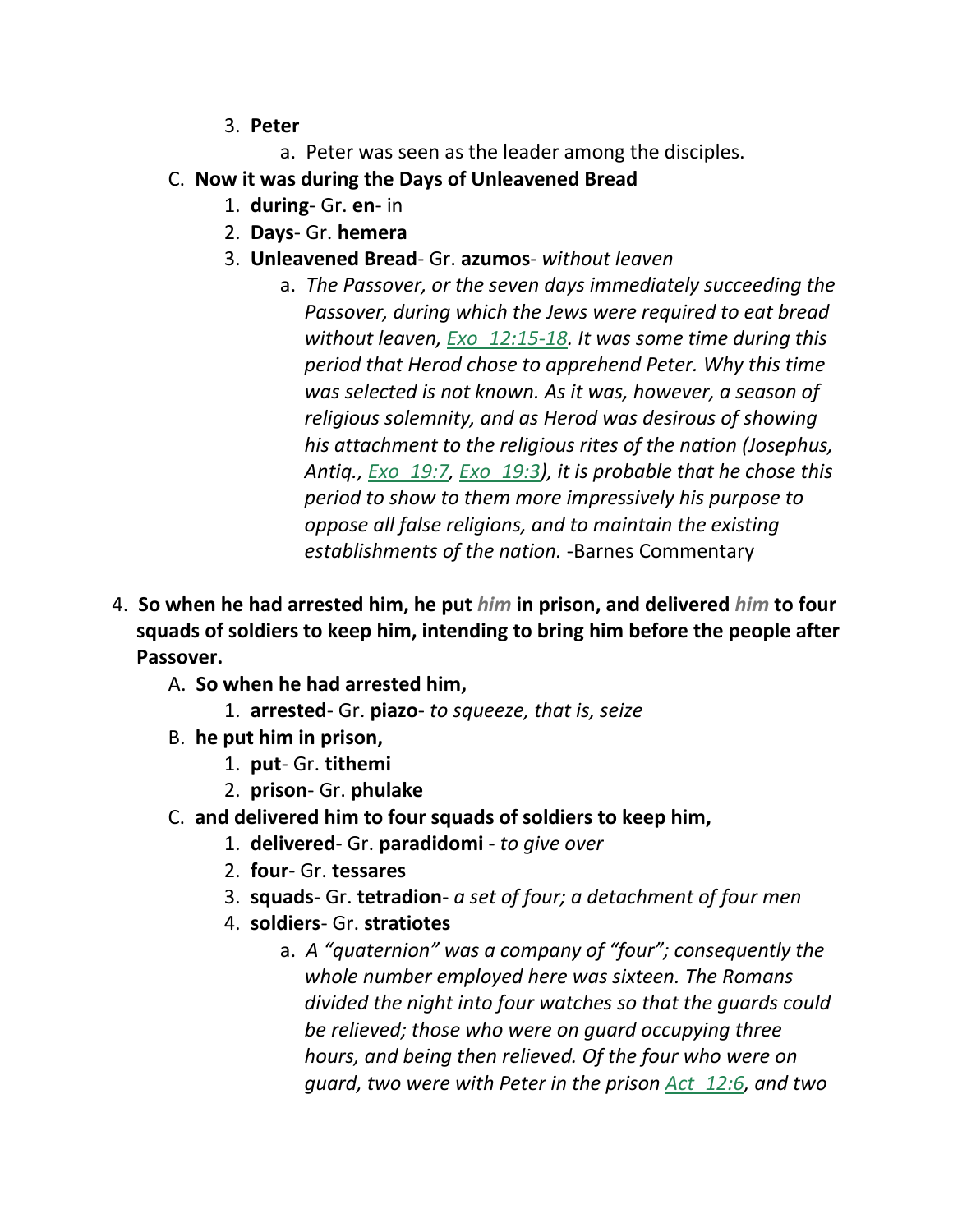3. **Peter**
    a. Peter was seen as the leader among the disciples.

C. **Now it was during the Days of Unleavened Bread**

1. **during**- Gr. **en**- in
2. **Days**- Gr. **hemera**
3. **Unleavened Bread**- Gr. **azumos**- *without leaven*
    a. *The Passover, or the seven days immediately succeeding the Passover, during which the Jews were required to eat bread without leaven, Exo 12:15-18. It was some time during this period that Herod chose to apprehend Peter. Why this time was selected is not known. As it was, however, a season of religious solemnity, and as Herod was desirous of showing his attachment to the religious rites of the nation (Josephus, Antiq., Exo 19:7, Exo 19:3), it is probable that he chose this period to show to them more impressively his purpose to oppose all false religions, and to maintain the existing establishments of the nation.* -Barnes Commentary

4. **So when he had arrested him, he put *him* in prison, and delivered *him* to four squads of soldiers to keep him, intending to bring him before the people after Passover.**

A. **So when he had arrested him,**

1. **arrested**- Gr. **piazo**- *to squeeze, that is, seize*

B. **he put him in prison,**

1. **put**- Gr. **tithemi**
2. **prison**- Gr. **phulake**

C. **and delivered him to four squads of soldiers to keep him,**

1. **delivered**- Gr. **paradidomi** - *to give over*
2. **four**- Gr. **tessares**
3. **squads**- Gr. **tetradion**- *a set of four; a detachment of four men*
4. **soldiers**- Gr. **stratiotes**
    a. *A "quaternion" was a company of "four"; consequently the whole number employed here was sixteen. The Romans divided the night into four watches so that the guards could be relieved; those who were on guard occupying three hours, and being then relieved. Of the four who were on guard, two were with Peter in the prison Act 12:6, and two*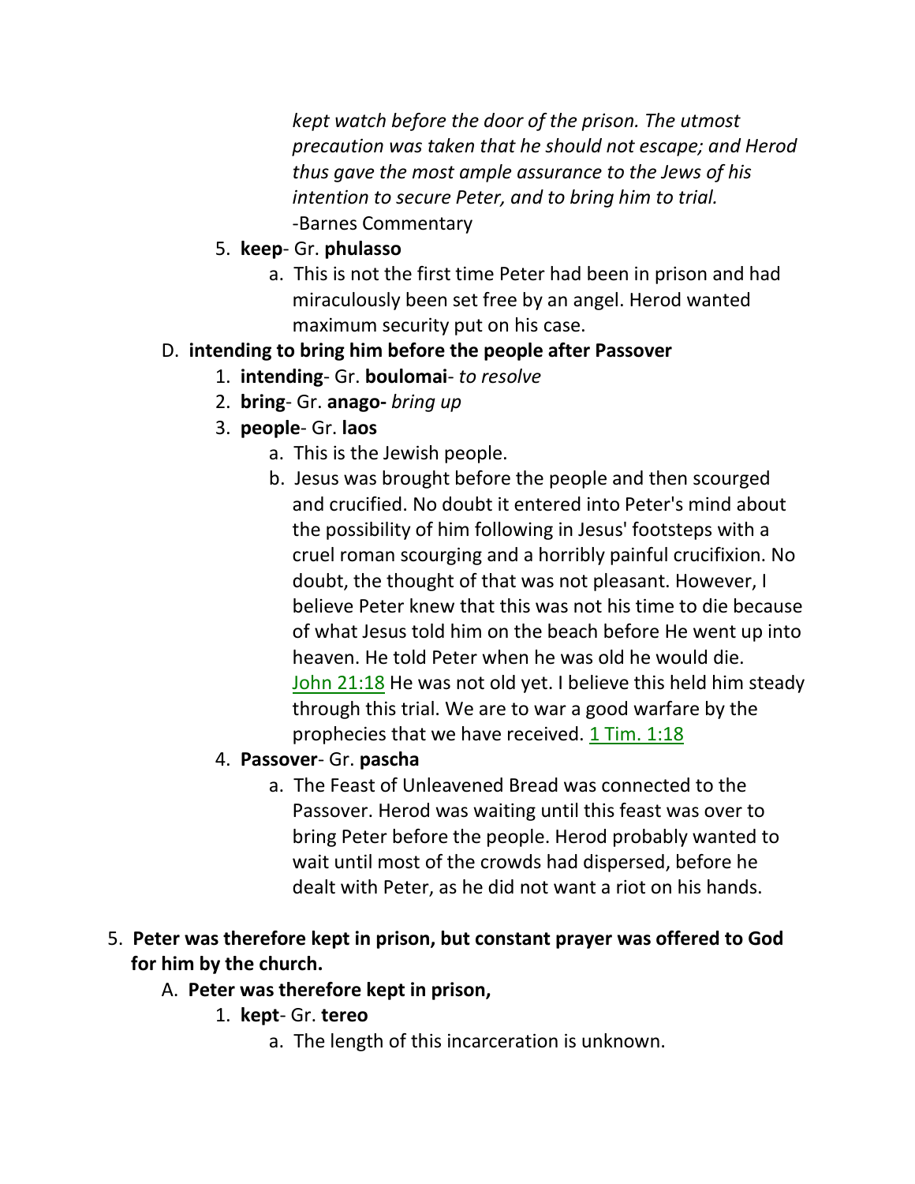*kept watch before the door of the prison. The utmost precaution was taken that he should not escape; and Herod thus gave the most ample assurance to the Jews of his intention to secure Peter, and to bring him to trial.*
-Barnes Commentary

5. **keep**- Gr. **phulasso**
    a. This is not the first time Peter had been in prison and had miraculously been set free by an angel. Herod wanted maximum security put on his case.

D. **intending to bring him before the people after Passover**

1. **intending**- Gr. **boulomai**- *to resolve*
2. **bring**- Gr. **anago-** *bring up*
3. **people**- Gr. **laos**
    a. This is the Jewish people.
    b. Jesus was brought before the people and then scourged and crucified. No doubt it entered into Peter's mind about the possibility of him following in Jesus' footsteps with a cruel roman scourging and a horribly painful crucifixion. No doubt, the thought of that was not pleasant. However, I believe Peter knew that this was not his time to die because of what Jesus told him on the beach before He went up into heaven. He told Peter when he was old he would die. John 21:18 He was not old yet. I believe this held him steady through this trial. We are to war a good warfare by the prophecies that we have received. 1 Tim. 1:18
4. **Passover**- Gr. **pascha**
    a. The Feast of Unleavened Bread was connected to the Passover. Herod was waiting until this feast was over to bring Peter before the people. Herod probably wanted to wait until most of the crowds had dispersed, before he dealt with Peter, as he did not want a riot on his hands.

5. **Peter was therefore kept in prison, but constant prayer was offered to God for him by the church.**

A. **Peter was therefore kept in prison,**

1. **kept**- Gr. **tereo**
    a. The length of this incarceration is unknown.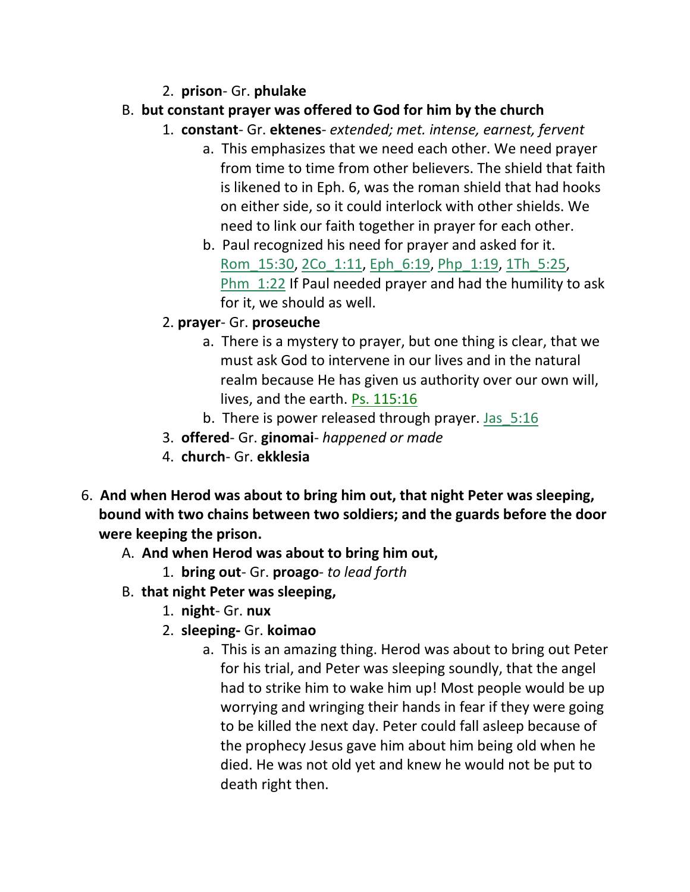2. **prison**- Gr. **phulake**

B. **but constant prayer was offered to God for him by the church**

1. **constant**- Gr. **ektenes**- *extended; met. intense, earnest, fervent*
   a. This emphasizes that we need each other. We need prayer from time to time from other believers. The shield that faith is likened to in Eph. 6, was the roman shield that had hooks on either side, so it could interlock with other shields. We need to link our faith together in prayer for each other.
   b. Paul recognized his need for prayer and asked for it. Rom_15:30, 2Co_1:11, Eph_6:19, Php_1:19, 1Th_5:25, Phm_1:22 If Paul needed prayer and had the humility to ask for it, we should as well.
2. **prayer**- Gr. **proseuche**
   a. There is a mystery to prayer, but one thing is clear, that we must ask God to intervene in our lives and in the natural realm because He has given us authority over our own will, lives, and the earth. Ps. 115:16
   b. There is power released through prayer. Jas_5:16
3. **offered**- Gr. **ginomai**- *happened or made*
4. **church**- Gr. **ekklesia**

6. **And when Herod was about to bring him out, that night Peter was sleeping, bound with two chains between two soldiers; and the guards before the door were keeping the prison.**

A. **And when Herod was about to bring him out,**

1. **bring out**- Gr. **proago**- *to lead forth*

B. **that night Peter was sleeping,**

1. **night**- Gr. **nux**
2. **sleeping-** Gr. **koimao**
   a. This is an amazing thing. Herod was about to bring out Peter for his trial, and Peter was sleeping soundly, that the angel had to strike him to wake him up! Most people would be up worrying and wringing their hands in fear if they were going to be killed the next day. Peter could fall asleep because of the prophecy Jesus gave him about him being old when he died. He was not old yet and knew he would not be put to death right then.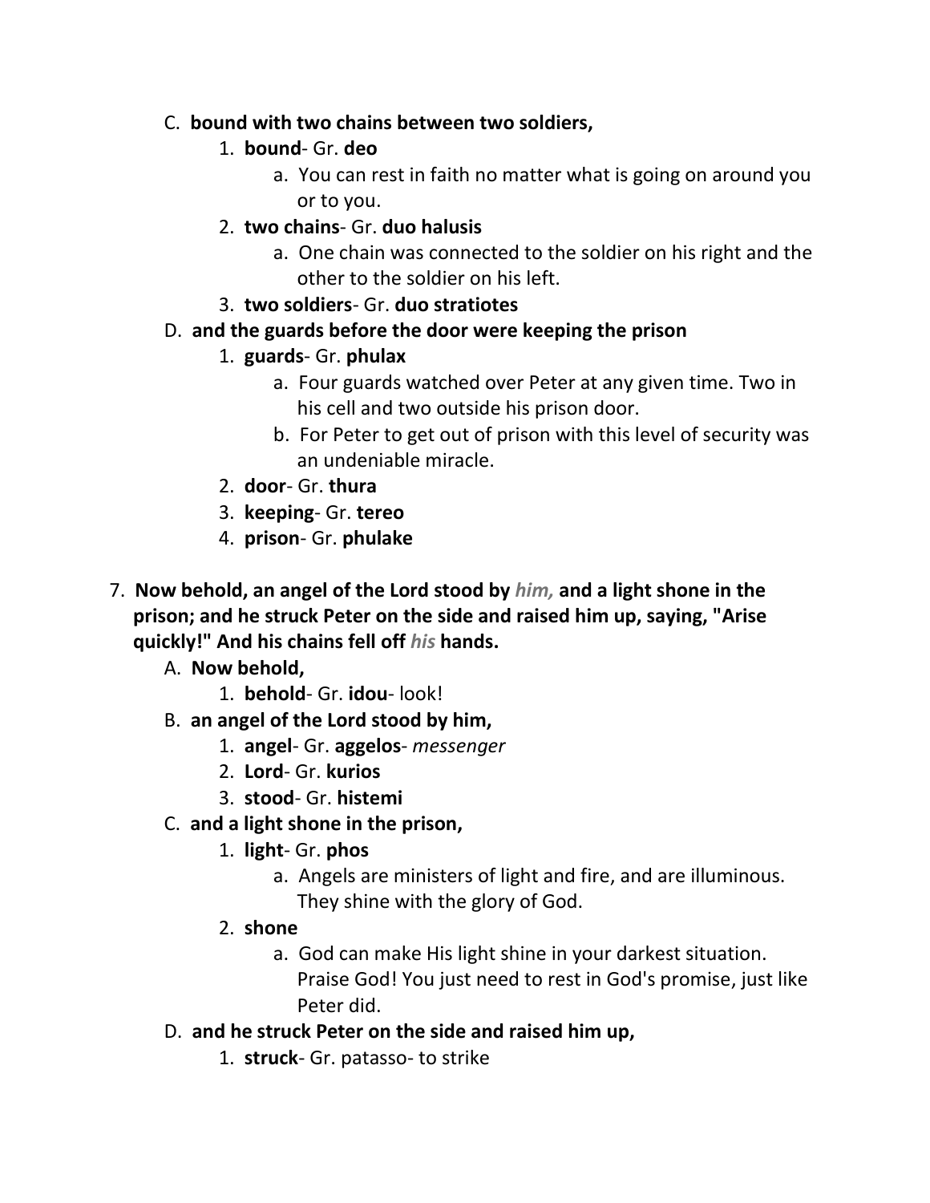C. **bound with two chains between two soldiers,**
   1. **bound**- Gr. **deo**
      a. You can rest in faith no matter what is going on around you or to you.
   2. **two chains**- Gr. **duo halusis**
      a. One chain was connected to the soldier on his right and the other to the soldier on his left.
   3. **two soldiers**- Gr. **duo stratiotes**

D. **and the guards before the door were keeping the prison**
   1. **guards**- Gr. **phulax**
      a. Four guards watched over Peter at any given time. Two in his cell and two outside his prison door.
      b. For Peter to get out of prison with this level of security was an undeniable miracle.
   2. **door**- Gr. **thura**
   3. **keeping**- Gr. **tereo**
   4. **prison**- Gr. **phulake**

7. **Now behold, an angel of the Lord stood by *him,* and a light shone in the prison; and he struck Peter on the side and raised him up, saying, "Arise quickly!" And his chains fell off *his* hands.**

A. **Now behold,**
   1. **behold**- Gr. **idou**- look!

B. **an angel of the Lord stood by him,**
   1. **angel**- Gr. **aggelos**- *messenger*
   2. **Lord**- Gr. **kurios**
   3. **stood**- Gr. **histemi**

C. **and a light shone in the prison,**
   1. **light**- Gr. **phos**
      a. Angels are ministers of light and fire, and are illuminous. They shine with the glory of God.
   2. **shone**
      a. God can make His light shine in your darkest situation. Praise God! You just need to rest in God's promise, just like Peter did.

D. **and he struck Peter on the side and raised him up,**
   1. **struck**- Gr. patasso- to strike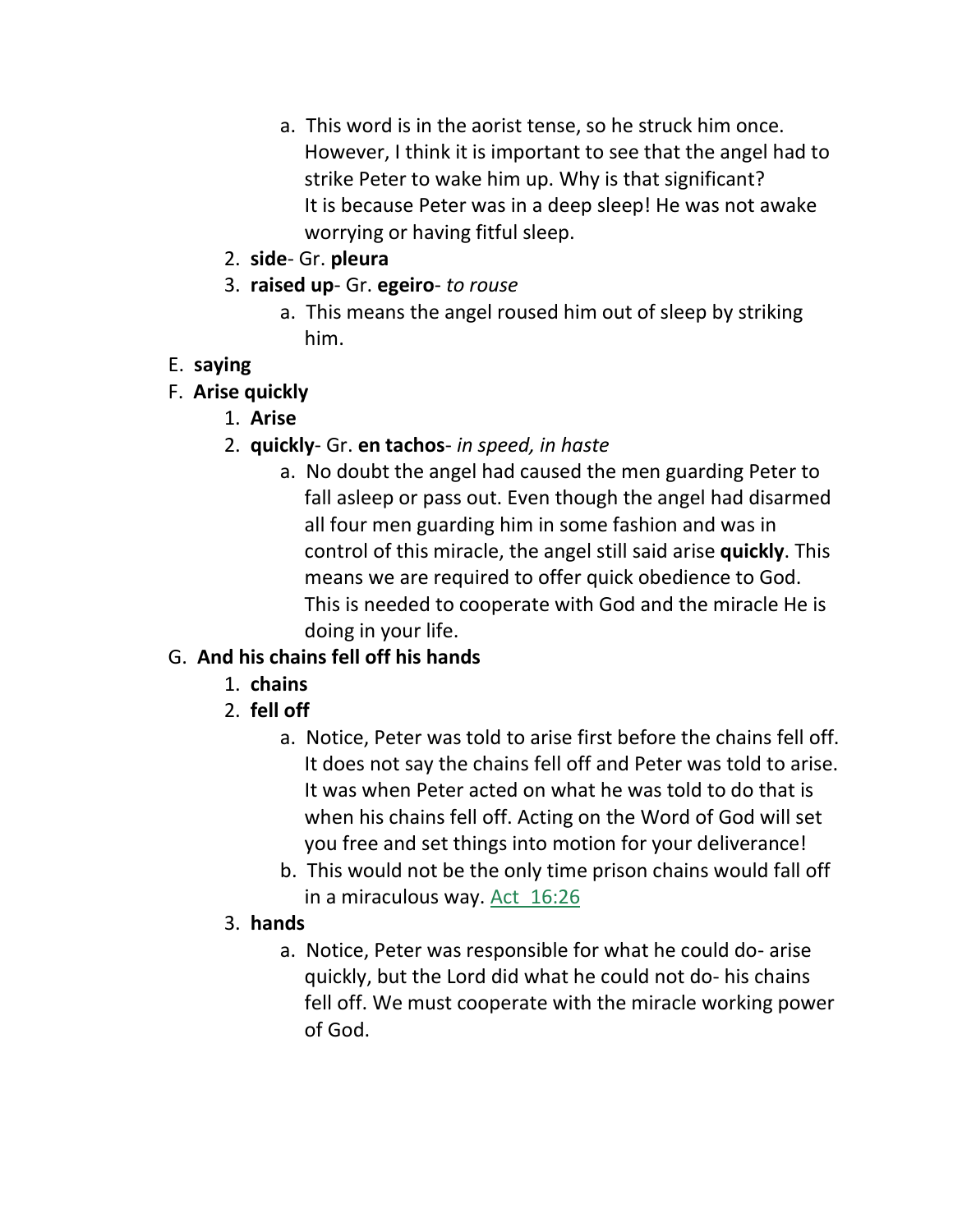a. This word is in the aorist tense, so he struck him once. However, I think it is important to see that the angel had to strike Peter to wake him up. Why is that significant? It is because Peter was in a deep sleep! He was not awake worrying or having fitful sleep.

2. **side**- Gr. **pleura**
3. **raised up**- Gr. **egeiro**- *to rouse*
   a. This means the angel roused him out of sleep by striking him.

E. **saying**

F. **Arise quickly**

1. **Arise**
2. **quickly**- Gr. **en tachos**- *in speed, in haste*
   a. No doubt the angel had caused the men guarding Peter to fall asleep or pass out. Even though the angel had disarmed all four men guarding him in some fashion and was in control of this miracle, the angel still said arise **quickly**. This means we are required to offer quick obedience to God. This is needed to cooperate with God and the miracle He is doing in your life.

G. **And his chains fell off his hands**

1. **chains**
2. **fell off**
   a. Notice, Peter was told to arise first before the chains fell off. It does not say the chains fell off and Peter was told to arise. It was when Peter acted on what he was told to do that is when his chains fell off. Acting on the Word of God will set you free and set things into motion for your deliverance!
   b. This would not be the only time prison chains would fall off in a miraculous way. Act 16:26
3. **hands**
   a. Notice, Peter was responsible for what he could do- arise quickly, but the Lord did what he could not do- his chains fell off. We must cooperate with the miracle working power of God.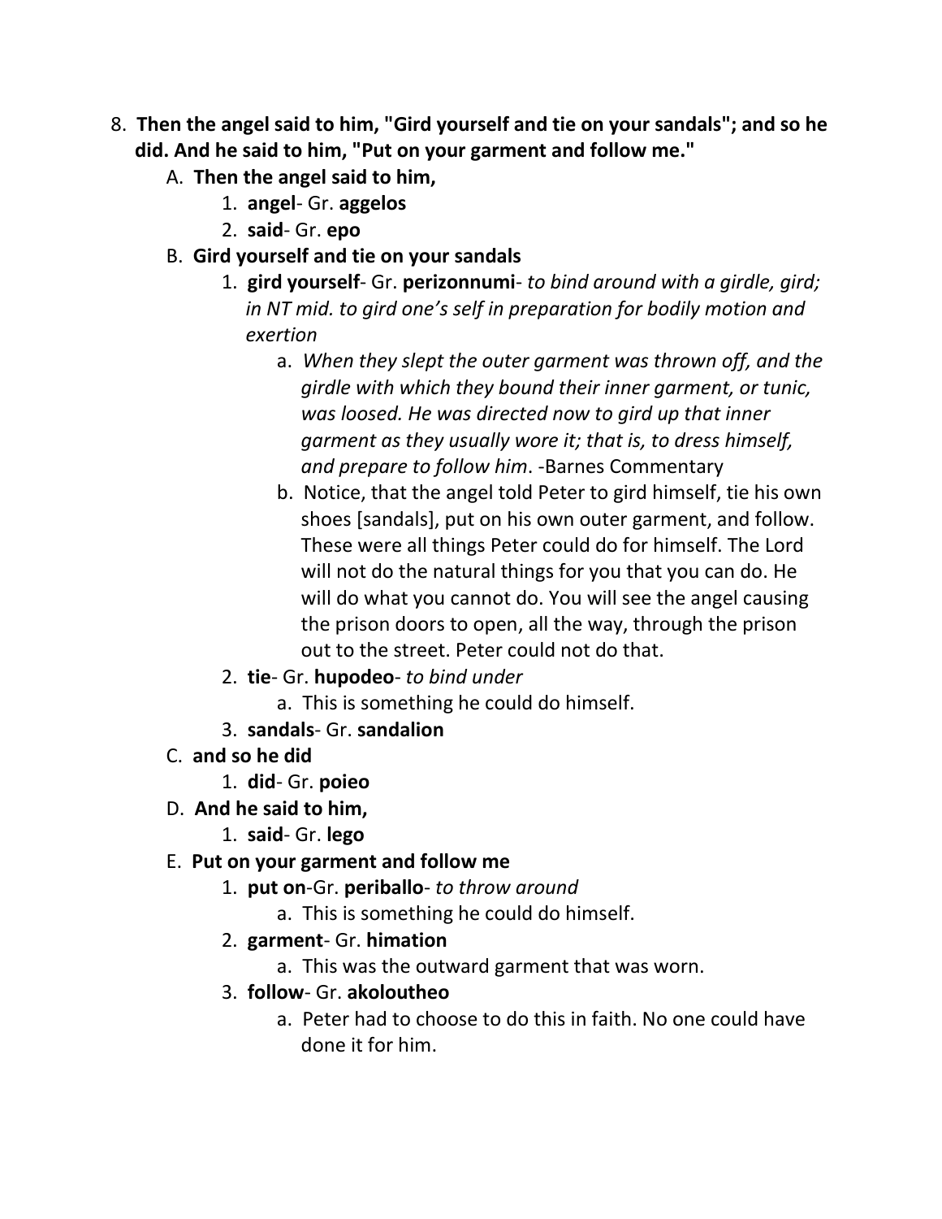8. **Then the angel said to him, "Gird yourself and tie on your sandals"; and so he did. And he said to him, "Put on your garment and follow me."**
    A. **Then the angel said to him,**
        1. **angel**- Gr. **aggelos**
        2. **said**- Gr. **epo**
    B. **Gird yourself and tie on your sandals**
        1. **gird yourself**- Gr. **perizonnumi**- *to bind around with a girdle, gird; in NT mid. to gird one's self in preparation for bodily motion and exertion*
            a. *When they slept the outer garment was thrown off, and the girdle with which they bound their inner garment, or tunic, was loosed. He was directed now to gird up that inner garment as they usually wore it; that is, to dress himself, and prepare to follow him*. -Barnes Commentary
            b. Notice, that the angel told Peter to gird himself, tie his own shoes [sandals], put on his own outer garment, and follow. These were all things Peter could do for himself. The Lord will not do the natural things for you that you can do. He will do what you cannot do. You will see the angel causing the prison doors to open, all the way, through the prison out to the street. Peter could not do that.
        2. **tie**- Gr. **hupodeo**- *to bind under*
            a. This is something he could do himself.
        3. **sandals**- Gr. **sandalion**
    C. **and so he did**
        1. **did**- Gr. **poieo**
    D. **And he said to him,**
        1. **said**- Gr. **lego**
    E. **Put on your garment and follow me**
        1. **put on**-Gr. **periballo**- *to throw around*
            a. This is something he could do himself.
        2. **garment**- Gr. **himation**
            a. This was the outward garment that was worn.
        3. **follow**- Gr. **akoloutheo**
            a. Peter had to choose to do this in faith. No one could have done it for him.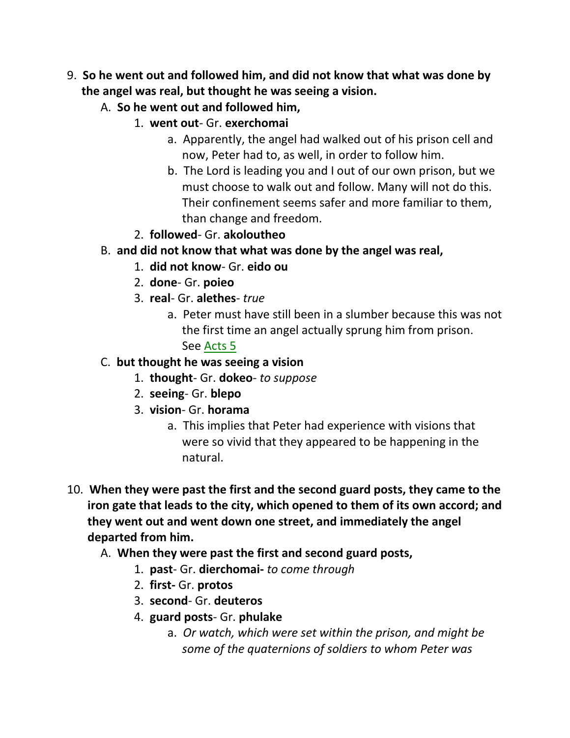9. **So he went out and followed him, and did not know that what was done by the angel was real, but thought he was seeing a vision.**
   A. **So he went out and followed him,**
      1. **went out**- Gr. **exerchomai**
         a. Apparently, the angel had walked out of his prison cell and now, Peter had to, as well, in order to follow him.
         b. The Lord is leading you and I out of our own prison, but we must choose to walk out and follow. Many will not do this. Their confinement seems safer and more familiar to them, than change and freedom.
      2. **followed**- Gr. **akoloutheo**
   B. **and did not know that what was done by the angel was real,**
      1. **did not know**- Gr. **eido ou**
      2. **done**- Gr. **poieo**
      3. **real**- Gr. **alethes**- *true*
         a. Peter must have still been in a slumber because this was not the first time an angel actually sprung him from prison. See Acts 5
   C. **but thought he was seeing a vision**
      1. **thought**- Gr. **dokeo**- *to suppose*
      2. **seeing**- Gr. **blepo**
      3. **vision**- Gr. **horama**
         a. This implies that Peter had experience with visions that were so vivid that they appeared to be happening in the natural.

10. **When they were past the first and the second guard posts, they came to the iron gate that leads to the city, which opened to them of its own accord; and they went out and went down one street, and immediately the angel departed from him.**
   A. **When they were past the first and second guard posts,**
      1. **past**- Gr. **dierchomai-** *to come through*
      2. **first-** Gr. **protos**
      3. **second**- Gr. **deuteros**
      4. **guard posts**- Gr. **phulake**
         a. *Or watch, which were set within the prison, and might be some of the quaternions of soldiers to whom Peter was*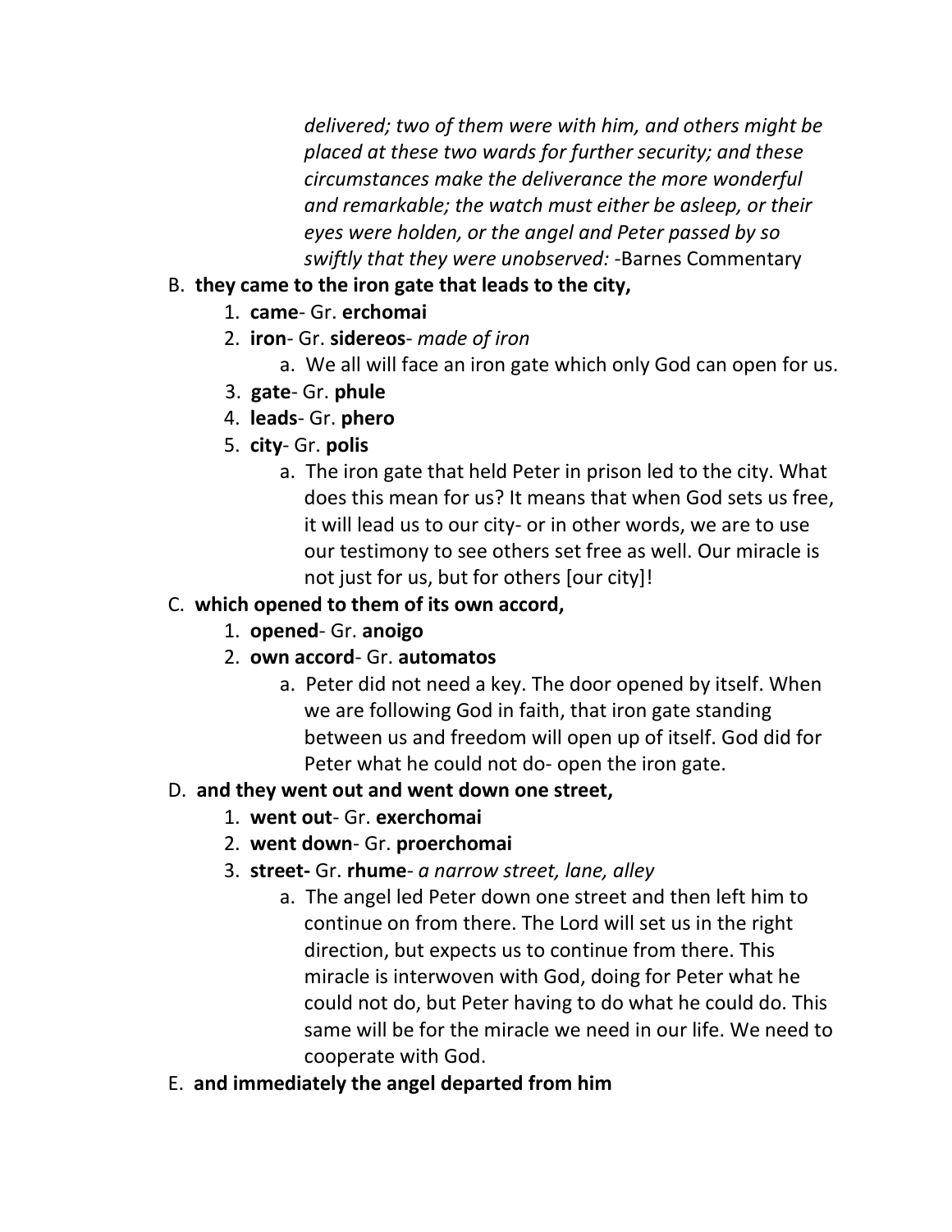*delivered; two of them were with him, and others might be placed at these two wards for further security; and these circumstances make the deliverance the more wonderful and remarkable; the watch must either be asleep, or their eyes were holden, or the angel and Peter passed by so swiftly that they were unobserved:* -Barnes Commentary

B. **they came to the iron gate that leads to the city,**
   1. **came**- Gr. **erchomai**
   2. **iron**- Gr. **sidereos**- *made of iron*
      a. We all will face an iron gate which only God can open for us.
   3. **gate**- Gr. **phule**
   4. **leads**- Gr. **phero**
   5. **city**- Gr. **polis**
      a. The iron gate that held Peter in prison led to the city. What does this mean for us? It means that when God sets us free, it will lead us to our city- or in other words, we are to use our testimony to see others set free as well. Our miracle is not just for us, but for others [our city]!

C. **which opened to them of its own accord,**
   1. **opened**- Gr. **anoigo**
   2. **own accord**- Gr. **automatos**
      a. Peter did not need a key. The door opened by itself. When we are following God in faith, that iron gate standing between us and freedom will open up of itself. God did for Peter what he could not do- open the iron gate.

D. **and they went out and went down one street,**
   1. **went out**- Gr. **exerchomai**
   2. **went down**- Gr. **proerchomai**
   3. **street-** Gr. **rhume**- *a narrow street, lane, alley*
      a. The angel led Peter down one street and then left him to continue on from there. The Lord will set us in the right direction, but expects us to continue from there. This miracle is interwoven with God, doing for Peter what he could not do, but Peter having to do what he could do. This same will be for the miracle we need in our life. We need to cooperate with God.

E. **and immediately the angel departed from him**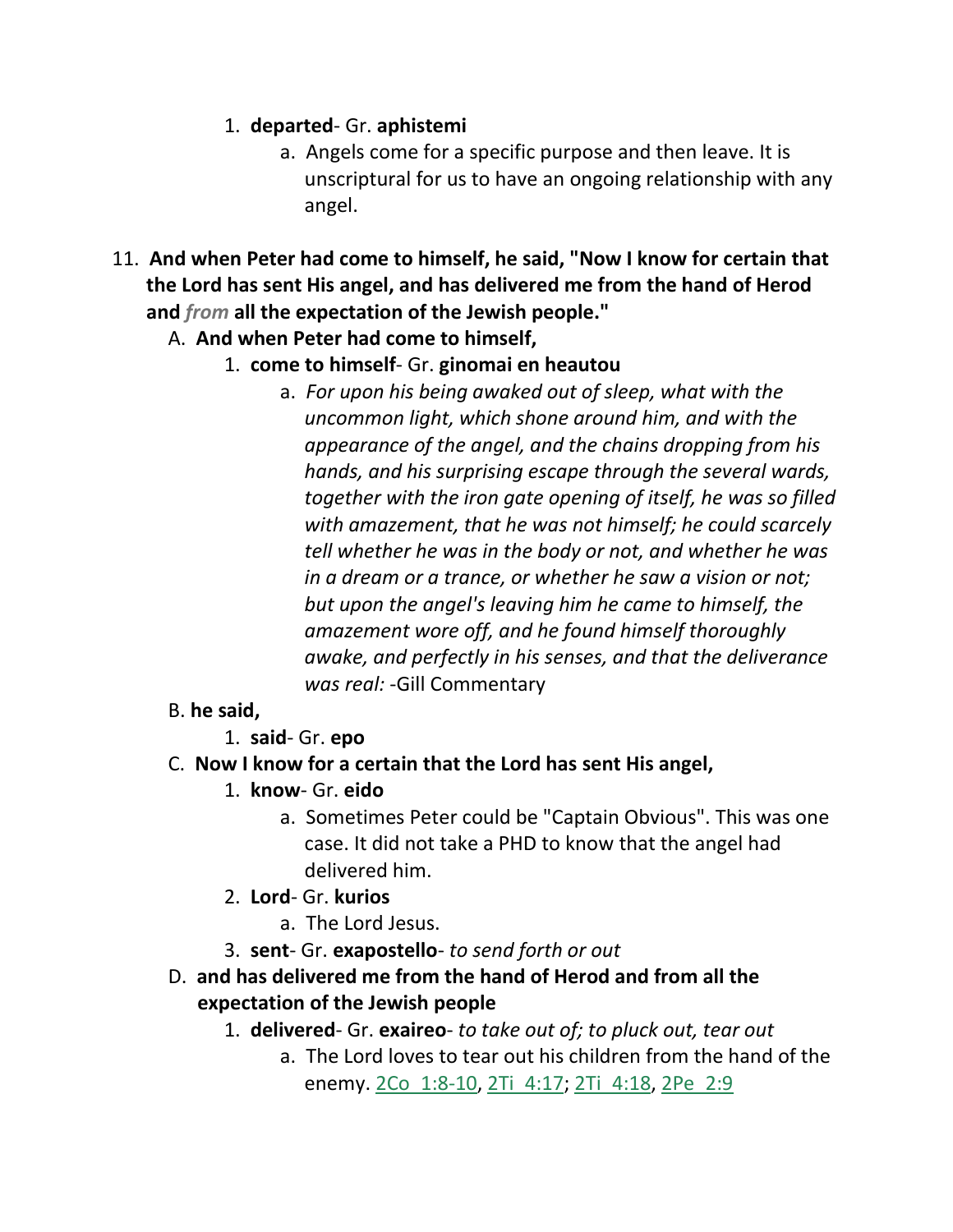1. **departed**- Gr. **aphistemi**
    a. Angels come for a specific purpose and then leave. It is unscriptural for us to have an ongoing relationship with any angel.

11. **And when Peter had come to himself, he said, "Now I know for certain that the Lord has sent His angel, and has delivered me from the hand of Herod and *from* all the expectation of the Jewish people."**

    A. **And when Peter had come to himself,**
    1. **come to himself**- Gr. **ginomai en heautou**
        a. *For upon his being awaked out of sleep, what with the uncommon light, which shone around him, and with the appearance of the angel, and the chains dropping from his hands, and his surprising escape through the several wards, together with the iron gate opening of itself, he was so filled with amazement, that he was not himself; he could scarcely tell whether he was in the body or not, and whether he was in a dream or a trance, or whether he saw a vision or not; but upon the angel's leaving him he came to himself, the amazement wore off, and he found himself thoroughly awake, and perfectly in his senses, and that the deliverance was real:* -Gill Commentary

    B. **he said,**
    1. **said**- Gr. **epo**

    C. **Now I know for a certain that the Lord has sent His angel,**
    1. **know**- Gr. **eido**
        a. Sometimes Peter could be "Captain Obvious". This was one case. It did not take a PHD to know that the angel had delivered him.
    2. **Lord**- Gr. **kurios**
        a. The Lord Jesus.
    3. **sent**- Gr. **exapostello**- *to send forth or out*

    D. **and has delivered me from the hand of Herod and from all the expectation of the Jewish people**
    1. **delivered**- Gr. **exaireo**- *to take out of; to pluck out, tear out*
        a. The Lord loves to tear out his children from the hand of the enemy. 2Co_1:8-10, 2Ti_4:17; 2Ti_4:18, 2Pe_2:9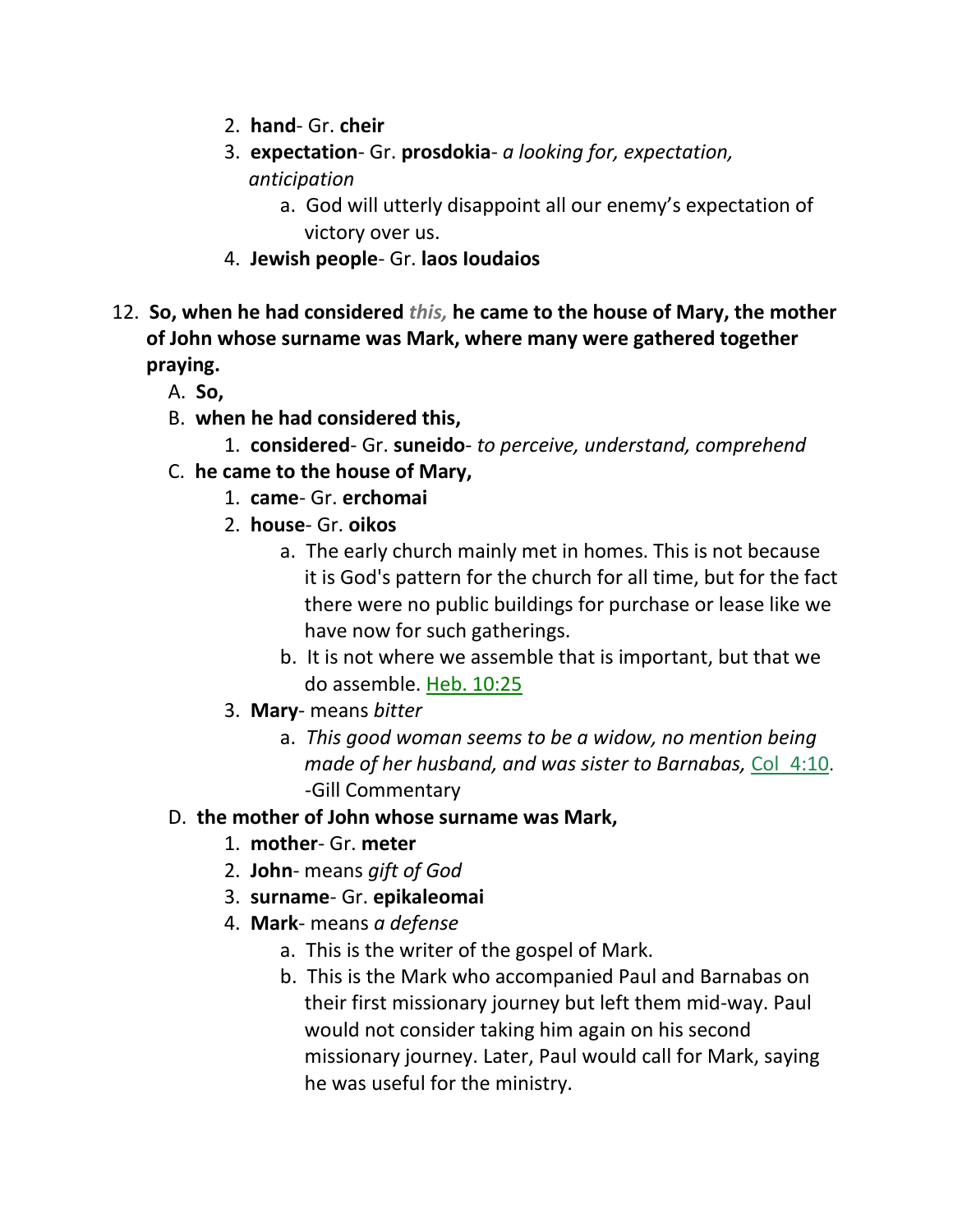2. **hand**- Gr. **cheir**
3. **expectation**- Gr. **prosdokia**- *a looking for, expectation, anticipation*
    a. God will utterly disappoint all our enemy's expectation of victory over us.
4. **Jewish people**- Gr. **laos Ioudaios**

12. **So, when he had considered** ***this,*** **he came to the house of Mary, the mother of John whose surname was Mark, where many were gathered together praying.**
    A. **So,**
    B. **when he had considered this,**
        1. **considered**- Gr. **suneido**- *to perceive, understand, comprehend*
    C. **he came to the house of Mary,**
        1. **came**- Gr. **erchomai**
        2. **house**- Gr. **oikos**
            a. The early church mainly met in homes. This is not because it is God's pattern for the church for all time, but for the fact there were no public buildings for purchase or lease like we have now for such gatherings.
            b. It is not where we assemble that is important, but that we do assemble. Heb. 10:25
        3. **Mary**- means *bitter*
            a. *This good woman seems to be a widow, no mention being made of her husband, and was sister to Barnabas,* Col 4:10. -Gill Commentary
    D. **the mother of John whose surname was Mark,**
        1. **mother**- Gr. **meter**
        2. **John**- means *gift of God*
        3. **surname**- Gr. **epikaleomai**
        4. **Mark**- means *a defense*
            a. This is the writer of the gospel of Mark.
            b. This is the Mark who accompanied Paul and Barnabas on their first missionary journey but left them mid-way. Paul would not consider taking him again on his second missionary journey. Later, Paul would call for Mark, saying he was useful for the ministry.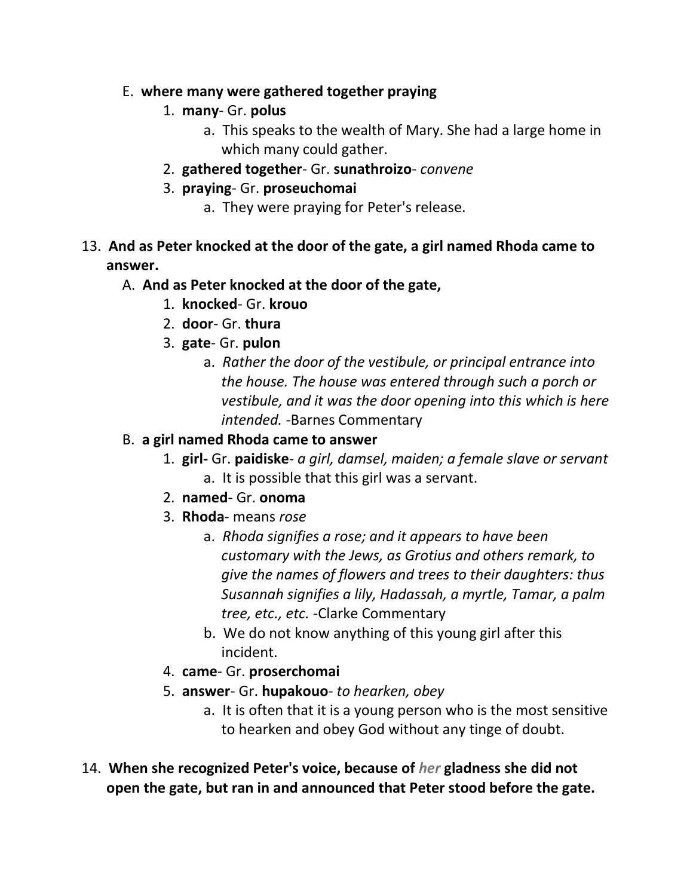E. **where many were gathered together praying**

1. **many**- Gr. **polus**
    a. This speaks to the wealth of Mary. She had a large home in which many could gather.
2. **gathered together**- Gr. **sunathroizo**- *convene*
3. **praying**- Gr. **proseuchomai**
    a. They were praying for Peter's release.

13. **And as Peter knocked at the door of the gate, a girl named Rhoda came to answer.**

A. **And as Peter knocked at the door of the gate,**

1. **knocked**- Gr. **krouo**
2. **door**- Gr. **thura**
3. **gate**- Gr. **pulon**
    a. *Rather the door of the vestibule, or principal entrance into the house. The house was entered through such a porch or vestibule, and it was the door opening into this which is here intended.* -Barnes Commentary

B. **a girl named Rhoda came to answer**

1. **girl-** Gr. **paidiske**- *a girl, damsel, maiden; a female slave or servant*
    a. It is possible that this girl was a servant.
2. **named**- Gr. **onoma**
3. **Rhoda**- means *rose*
    a. *Rhoda signifies a rose; and it appears to have been customary with the Jews, as Grotius and others remark, to give the names of flowers and trees to their daughters: thus Susannah signifies a lily, Hadassah, a myrtle, Tamar, a palm tree, etc., etc.* -Clarke Commentary
    b. We do not know anything of this young girl after this incident.
4. **came**- Gr. **proserchomai**
5. **answer**- Gr. **hupakouo**- *to hearken, obey*
    a. It is often that it is a young person who is the most sensitive to hearken and obey God without any tinge of doubt.

14. **When she recognized Peter's voice, because of *her* gladness she did not open the gate, but ran in and announced that Peter stood before the gate.**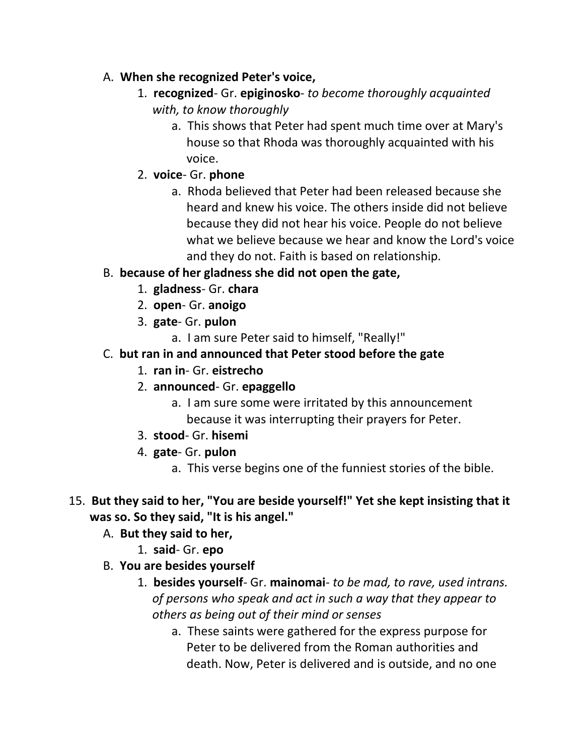A. **When she recognized Peter's voice,**

1. **recognized**- Gr. **epiginosko**- *to become thoroughly acquainted with, to know thoroughly*
   a. This shows that Peter had spent much time over at Mary's house so that Rhoda was thoroughly acquainted with his voice.
2. **voice**- Gr. **phone**
   a. Rhoda believed that Peter had been released because she heard and knew his voice. The others inside did not believe because they did not hear his voice. People do not believe what we believe because we hear and know the Lord's voice and they do not. Faith is based on relationship.

B. **because of her gladness she did not open the gate,**

1. **gladness**- Gr. **chara**
2. **open**- Gr. **anoigo**
3. **gate**- Gr. **pulon**
   a. I am sure Peter said to himself, "Really!"

C. **but ran in and announced that Peter stood before the gate**

1. **ran in**- Gr. **eistrecho**
2. **announced**- Gr. **epaggello**
   a. I am sure some were irritated by this announcement because it was interrupting their prayers for Peter.
3. **stood**- Gr. **hisemi**
4. **gate**- Gr. **pulon**
   a. This verse begins one of the funniest stories of the bible.

15. **But they said to her, "You are beside yourself!" Yet she kept insisting that it was so. So they said, "It is his angel."**

A. **But they said to her,**

1. **said**- Gr. **epo**

B. **You are besides yourself**

1. **besides yourself**- Gr. **mainomai**- *to be mad, to rave, used intrans. of persons who speak and act in such a way that they appear to others as being out of their mind or senses*
   a. These saints were gathered for the express purpose for Peter to be delivered from the Roman authorities and death. Now, Peter is delivered and is outside, and no one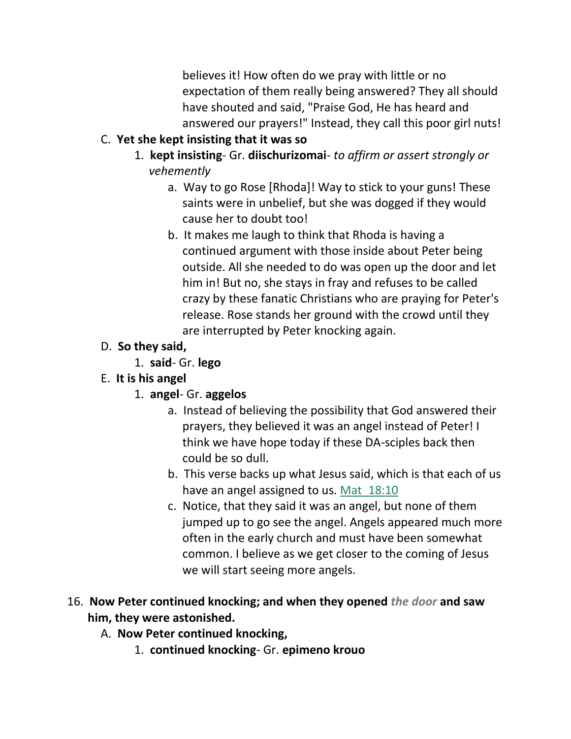believes it! How often do we pray with little or no expectation of them really being answered? They all should have shouted and said, "Praise God, He has heard and answered our prayers!" Instead, they call this poor girl nuts!

C. **Yet she kept insisting that it was so**

1. **kept insisting**- Gr. **diischurizomai**- *to affirm or assert strongly or vehemently*

    a. Way to go Rose [Rhoda]! Way to stick to your guns! These saints were in unbelief, but she was dogged if they would cause her to doubt too!

    b. It makes me laugh to think that Rhoda is having a continued argument with those inside about Peter being outside. All she needed to do was open up the door and let him in! But no, she stays in fray and refuses to be called crazy by these fanatic Christians who are praying for Peter's release. Rose stands her ground with the crowd until they are interrupted by Peter knocking again.

D. **So they said,**

1. **said**- Gr. **lego**

E. **It is his angel**

1. **angel**- Gr. **aggelos**

    a. Instead of believing the possibility that God answered their prayers, they believed it was an angel instead of Peter! I think we have hope today if these DA-sciples back then could be so dull.

    b. This verse backs up what Jesus said, which is that each of us have an angel assigned to us. Mat_18:10

    c. Notice, that they said it was an angel, but none of them jumped up to go see the angel. Angels appeared much more often in the early church and must have been somewhat common. I believe as we get closer to the coming of Jesus we will start seeing more angels.

16. **Now Peter continued knocking; and when they opened *the door* and saw him, they were astonished.**

A. **Now Peter continued knocking,**

1. **continued knocking**- Gr. **epimeno krouo**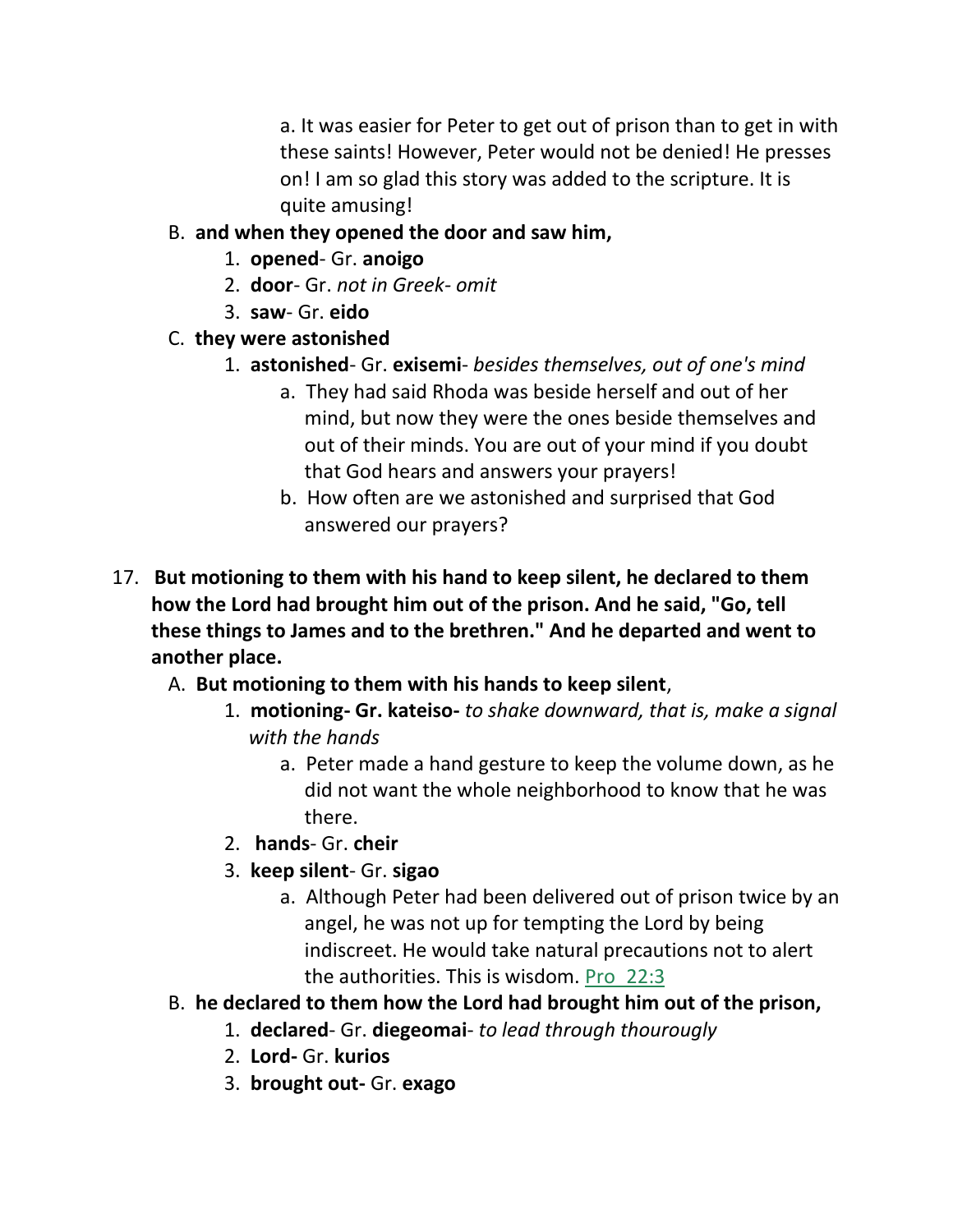a. It was easier for Peter to get out of prison than to get in with these saints! However, Peter would not be denied! He presses on! I am so glad this story was added to the scripture. It is quite amusing!

B. **and when they opened the door and saw him,**
   1. **opened**- Gr. **anoigo**
   2. **door**- Gr. *not in Greek- omit*
   3. **saw**- Gr. **eido**

C. **they were astonished**
   1. **astonished**- Gr. **exisemi**- *besides themselves, out of one's mind*
      a. They had said Rhoda was beside herself and out of her mind, but now they were the ones beside themselves and out of their minds. You are out of your mind if you doubt that God hears and answers your prayers!
      b. How often are we astonished and surprised that God answered our prayers?

17. **But motioning to them with his hand to keep silent, he declared to them how the Lord had brought him out of the prison. And he said, "Go, tell these things to James and to the brethren." And he departed and went to another place.**

A. **But motioning to them with his hands to keep silent**,
   1. **motioning- Gr. kateiso-** *to shake downward, that is, make a signal with the hands*
      a. Peter made a hand gesture to keep the volume down, as he did not want the whole neighborhood to know that he was there.
   2. **hands**- Gr. **cheir**
   3. **keep silent**- Gr. **sigao**
      a. Although Peter had been delivered out of prison twice by an angel, he was not up for tempting the Lord by being indiscreet. He would take natural precautions not to alert the authorities. This is wisdom. Pro 22:3

B. **he declared to them how the Lord had brought him out of the prison,**
   1. **declared**- Gr. **diegeomai**- *to lead through thourougly*
   2. **Lord-** Gr. **kurios**
   3. **brought out-** Gr. **exago**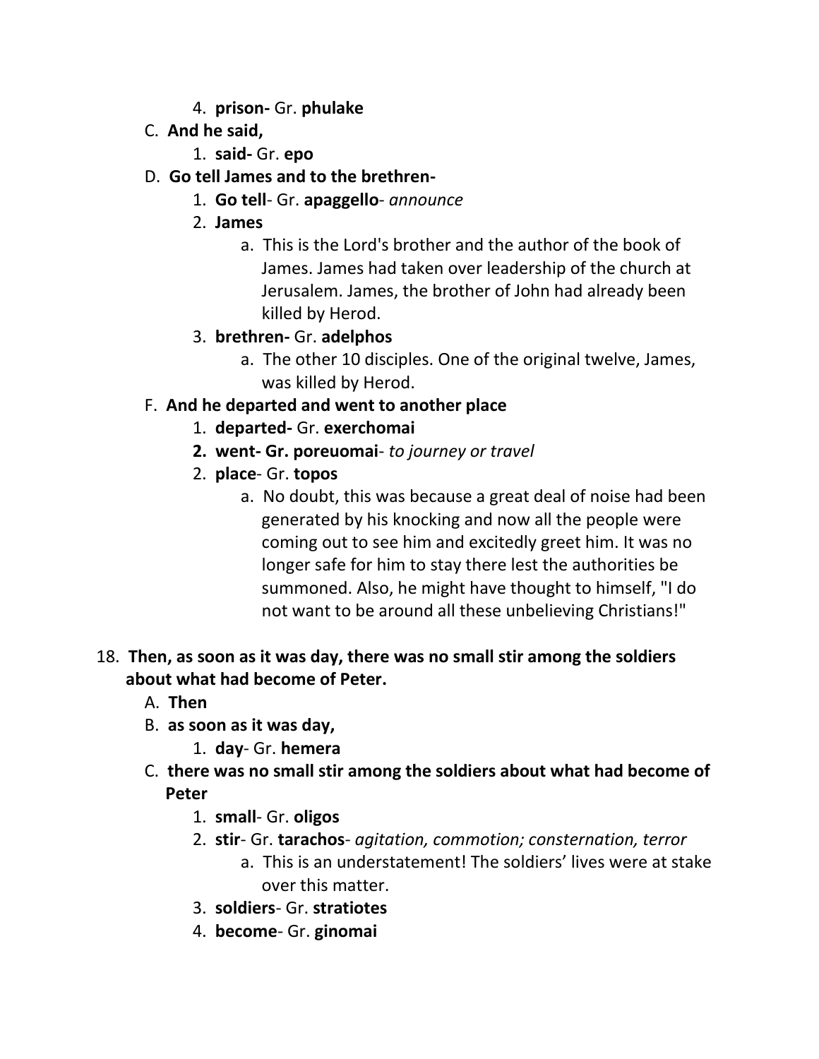4. **prison-** Gr. **phulake**

C. **And he said,**

1. **said-** Gr. **epo**

D. **Go tell James and to the brethren-**

1. **Go tell**- Gr. **apaggello**- *announce*
2. **James**
   a. This is the Lord's brother and the author of the book of James. James had taken over leadership of the church at Jerusalem. James, the brother of John had already been killed by Herod.
3. **brethren-** Gr. **adelphos**
   a. The other 10 disciples. One of the original twelve, James, was killed by Herod.

F. **And he departed and went to another place**

1. **departed-** Gr. **exerchomai**
2. **went- Gr. poreuomai**- *to journey or travel*
2. **place**- Gr. **topos**
   a. No doubt, this was because a great deal of noise had been generated by his knocking and now all the people were coming out to see him and excitedly greet him. It was no longer safe for him to stay there lest the authorities be summoned. Also, he might have thought to himself, "I do not want to be around all these unbelieving Christians!"

18. **Then, as soon as it was day, there was no small stir among the soldiers about what had become of Peter.**

A. **Then**

B. **as soon as it was day,**

1. **day**- Gr. **hemera**

C. **there was no small stir among the soldiers about what had become of Peter**

1. **small**- Gr. **oligos**
2. **stir**- Gr. **tarachos**- *agitation, commotion; consternation, terror*
   a. This is an understatement! The soldiers' lives were at stake over this matter.
3. **soldiers**- Gr. **stratiotes**
4. **become**- Gr. **ginomai**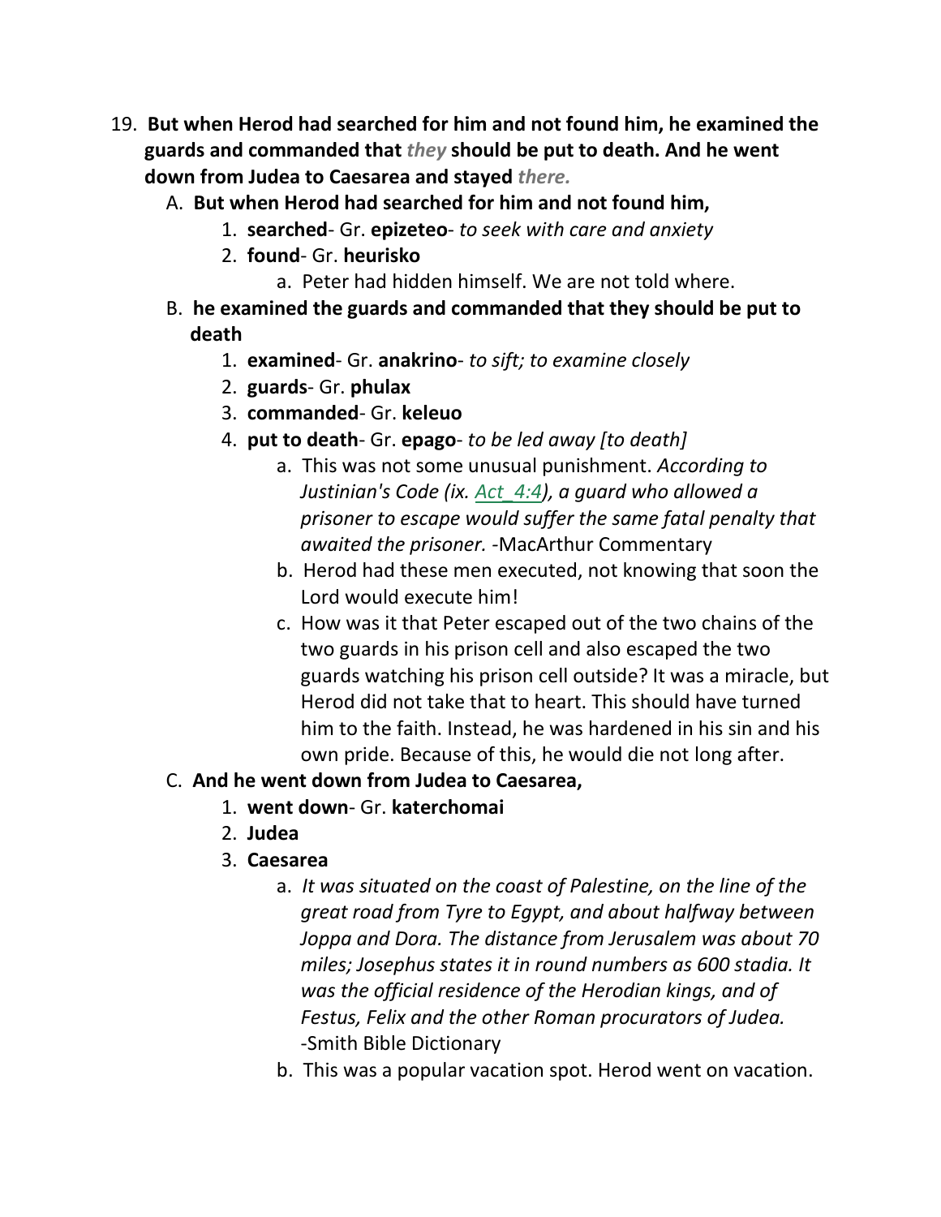19. **But when Herod had searched for him and not found him, he examined the guards and commanded that *they* should be put to death. And he went down from Judea to Caesarea and stayed *there.***
    A. **But when Herod had searched for him and not found him,**
        1. **searched**- Gr. **epizeteo**- *to seek with care and anxiety*
        2. **found**- Gr. **heurisko**
            a. Peter had hidden himself. We are not told where.
    B. **he examined the guards and commanded that they should be put to death**
        1. **examined**- Gr. **anakrino**- *to sift; to examine closely*
        2. **guards**- Gr. **phulax**
        3. **commanded**- Gr. **keleuo**
        4. **put to death**- Gr. **epago**- *to be led away [to death]*
            a. This was not some unusual punishment. *According to Justinian's Code (ix. Act_4:4), a guard who allowed a prisoner to escape would suffer the same fatal penalty that awaited the prisoner.* -MacArthur Commentary
            b. Herod had these men executed, not knowing that soon the Lord would execute him!
            c. How was it that Peter escaped out of the two chains of the two guards in his prison cell and also escaped the two guards watching his prison cell outside? It was a miracle, but Herod did not take that to heart. This should have turned him to the faith. Instead, he was hardened in his sin and his own pride. Because of this, he would die not long after.
    C. **And he went down from Judea to Caesarea,**
        1. **went down**- Gr. **katerchomai**
        2. **Judea**
        3. **Caesarea**
            a. *It was situated on the coast of Palestine, on the line of the great road from Tyre to Egypt, and about halfway between Joppa and Dora. The distance from Jerusalem was about 70 miles; Josephus states it in round numbers as 600 stadia. It was the official residence of the Herodian kings, and of Festus, Felix and the other Roman procurators of Judea.* -Smith Bible Dictionary
            b. This was a popular vacation spot. Herod went on vacation.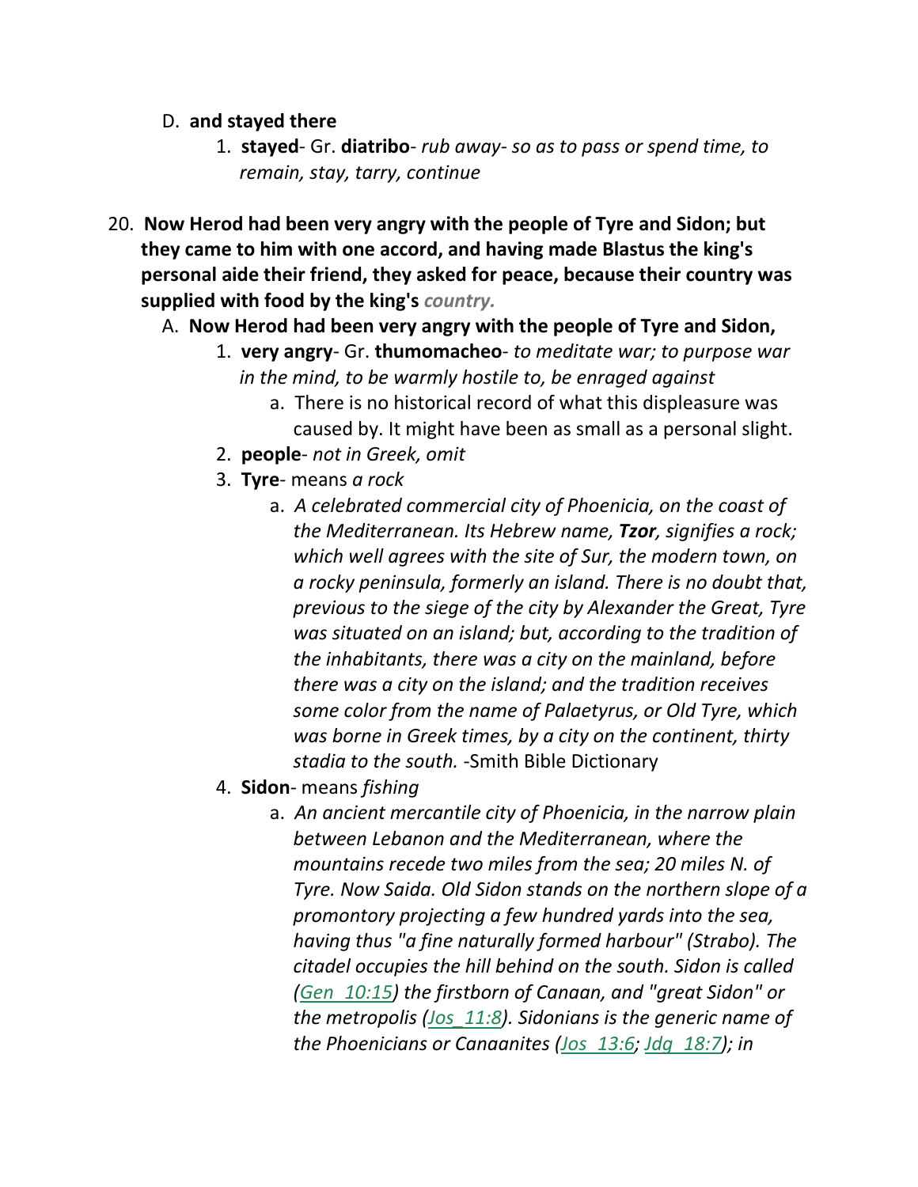D. **and stayed there**

   1. **stayed**- Gr. **diatribo**- *rub away- so as to pass or spend time, to remain, stay, tarry, continue*

20. **Now Herod had been very angry with the people of Tyre and Sidon; but they came to him with one accord, and having made Blastus the king's personal aide their friend, they asked for peace, because their country was supplied with food by the king's** ***country.***

   A. **Now Herod had been very angry with the people of Tyre and Sidon,**

      1. **very angry**- Gr. **thumomacheo**- *to meditate war; to purpose war in the mind, to be warmly hostile to, be enraged against*

         a. There is no historical record of what this displeasure was caused by. It might have been as small as a personal slight.

      2. **people**- *not in Greek, omit*

      3. **Tyre**- means *a rock*

         a. *A celebrated commercial city of Phoenicia, on the coast of the Mediterranean. Its Hebrew name,* ***Tzor****, signifies a rock; which well agrees with the site of Sur, the modern town, on a rocky peninsula, formerly an island. There is no doubt that, previous to the siege of the city by Alexander the Great, Tyre was situated on an island; but, according to the tradition of the inhabitants, there was a city on the mainland, before there was a city on the island; and the tradition receives some color from the name of Palaetyrus, or Old Tyre, which was borne in Greek times, by a city on the continent, thirty stadia to the south.* -Smith Bible Dictionary

      4. **Sidon**- means *fishing*

         a. *An ancient mercantile city of Phoenicia, in the narrow plain between Lebanon and the Mediterranean, where the mountains recede two miles from the sea; 20 miles N. of Tyre. Now Saida. Old Sidon stands on the northern slope of a promontory projecting a few hundred yards into the sea, having thus "a fine naturally formed harbour" (Strabo). The citadel occupies the hill behind on the south. Sidon is called (Gen_10:15) the firstborn of Canaan, and "great Sidon" or the metropolis (Jos_11:8). Sidonians is the generic name of the Phoenicians or Canaanites (Jos_13:6; Jdg_18:7); in*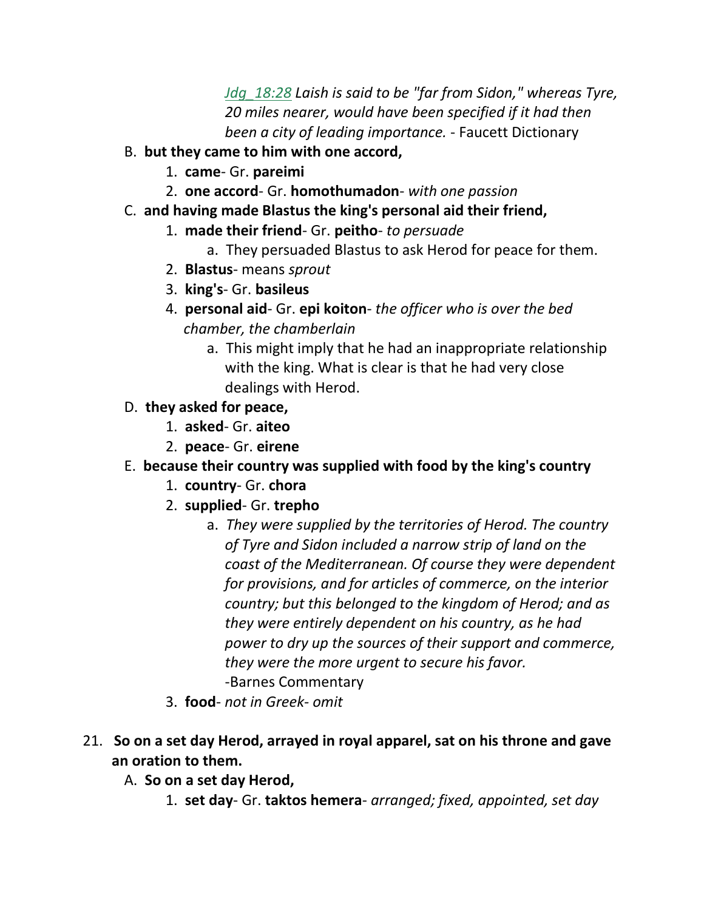*Jdg_18:28 Laish is said to be "far from Sidon," whereas Tyre, 20 miles nearer, would have been specified if it had then been a city of leading importance.* - Faucett Dictionary

B. **but they came to him with one accord,**
   1. **came**- Gr. **pareimi**
   2. **one accord**- Gr. **homothumadon**- *with one passion*

C. **and having made Blastus the king's personal aid their friend,**
   1. **made their friend**- Gr. **peitho**- *to persuade*
      a. They persuaded Blastus to ask Herod for peace for them.
   2. **Blastus**- means *sprout*
   3. **king's**- Gr. **basileus**
   4. **personal aid**- Gr. **epi koiton**- *the officer who is over the bed chamber, the chamberlain*
      a. This might imply that he had an inappropriate relationship with the king. What is clear is that he had very close dealings with Herod.

D. **they asked for peace,**
   1. **asked**- Gr. **aiteo**
   2. **peace**- Gr. **eirene**

E. **because their country was supplied with food by the king's country**
   1. **country**- Gr. **chora**
   2. **supplied**- Gr. **trepho**
      a. *They were supplied by the territories of Herod. The country of Tyre and Sidon included a narrow strip of land on the coast of the Mediterranean. Of course they were dependent for provisions, and for articles of commerce, on the interior country; but this belonged to the kingdom of Herod; and as they were entirely dependent on his country, as he had power to dry up the sources of their support and commerce, they were the more urgent to secure his favor.* -Barnes Commentary
   3. **food**- *not in Greek- omit*

21. **So on a set day Herod, arrayed in royal apparel, sat on his throne and gave an oration to them.**
   A. **So on a set day Herod,**
      1. **set day**- Gr. **taktos hemera**- *arranged; fixed, appointed, set day*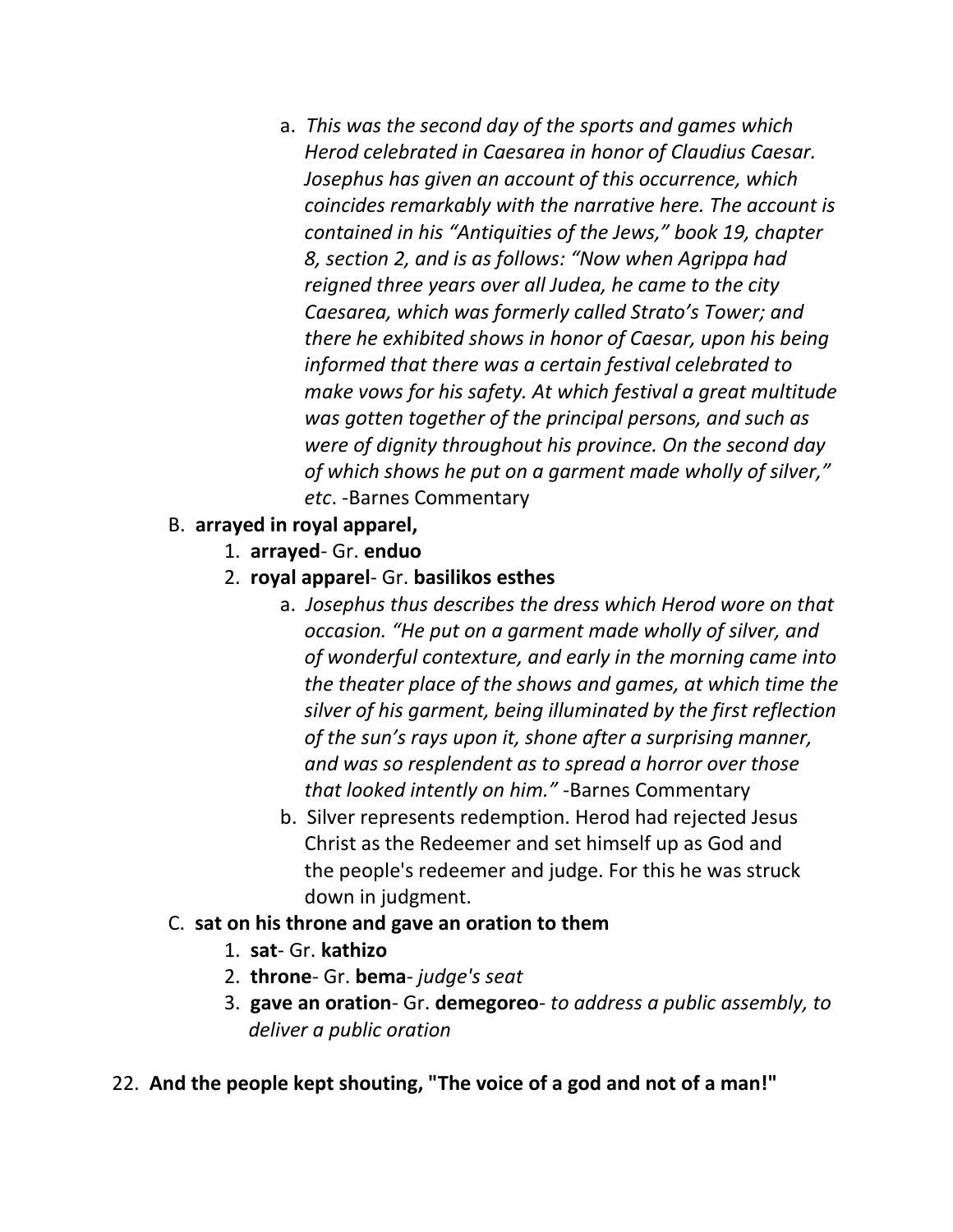a. *This was the second day of the sports and games which Herod celebrated in Caesarea in honor of Claudius Caesar. Josephus has given an account of this occurrence, which coincides remarkably with the narrative here. The account is contained in his "Antiquities of the Jews," book 19, chapter 8, section 2, and is as follows: "Now when Agrippa had reigned three years over all Judea, he came to the city Caesarea, which was formerly called Strato's Tower; and there he exhibited shows in honor of Caesar, upon his being informed that there was a certain festival celebrated to make vows for his safety. At which festival a great multitude was gotten together of the principal persons, and such as were of dignity throughout his province. On the second day of which shows he put on a garment made wholly of silver," etc*. -Barnes Commentary

B. **arrayed in royal apparel,**

1. **arrayed**- Gr. **enduo**
2. **royal apparel**- Gr. **basilikos esthes**

a. *Josephus thus describes the dress which Herod wore on that occasion. "He put on a garment made wholly of silver, and of wonderful contexture, and early in the morning came into the theater place of the shows and games, at which time the silver of his garment, being illuminated by the first reflection of the sun's rays upon it, shone after a surprising manner, and was so resplendent as to spread a horror over those that looked intently on him."* -Barnes Commentary

b. Silver represents redemption. Herod had rejected Jesus Christ as the Redeemer and set himself up as God and the people's redeemer and judge. For this he was struck down in judgment.

C. **sat on his throne and gave an oration to them**

1. **sat**- Gr. **kathizo**
2. **throne**- Gr. **bema**- *judge's seat*
3. **gave an oration**- Gr. **demegoreo**- *to address a public assembly, to deliver a public oration*

22. **And the people kept shouting, "The voice of a god and not of a man!"**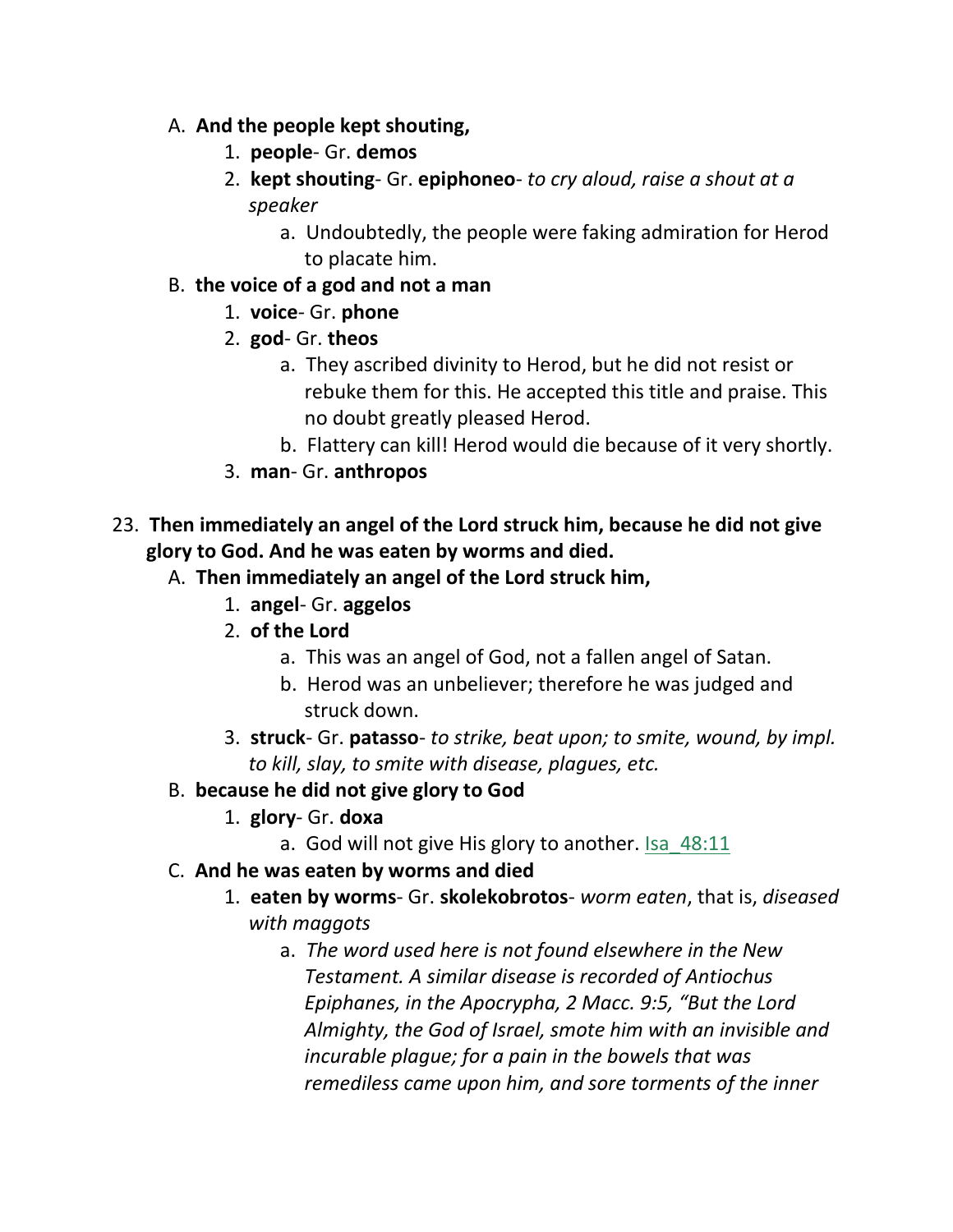A. **And the people kept shouting,**

1. **people**- Gr. **demos**
2. **kept shouting**- Gr. **epiphoneo**- *to cry aloud, raise a shout at a speaker*
   a. Undoubtedly, the people were faking admiration for Herod to placate him.

B. **the voice of a god and not a man**

1. **voice**- Gr. **phone**
2. **god**- Gr. **theos**
   a. They ascribed divinity to Herod, but he did not resist or rebuke them for this. He accepted this title and praise. This no doubt greatly pleased Herod.
   b. Flattery can kill! Herod would die because of it very shortly.
3. **man**- Gr. **anthropos**

23. **Then immediately an angel of the Lord struck him, because he did not give glory to God. And he was eaten by worms and died.**

A. **Then immediately an angel of the Lord struck him,**

1. **angel**- Gr. **aggelos**
2. **of the Lord**
   a. This was an angel of God, not a fallen angel of Satan.
   b. Herod was an unbeliever; therefore he was judged and struck down.
3. **struck**- Gr. **patasso**- *to strike, beat upon; to smite, wound, by impl. to kill, slay, to smite with disease, plagues, etc.*

B. **because he did not give glory to God**

1. **glory**- Gr. **doxa**
   a. God will not give His glory to another. Isa_48:11

C. **And he was eaten by worms and died**

1. **eaten by worms**- Gr. **skolekobrotos**- *worm eaten*, that is, *diseased with maggots*
   a. *The word used here is not found elsewhere in the New Testament. A similar disease is recorded of Antiochus Epiphanes, in the Apocrypha, 2 Macc. 9:5, "But the Lord Almighty, the God of Israel, smote him with an invisible and incurable plague; for a pain in the bowels that was remediless came upon him, and sore torments of the inner*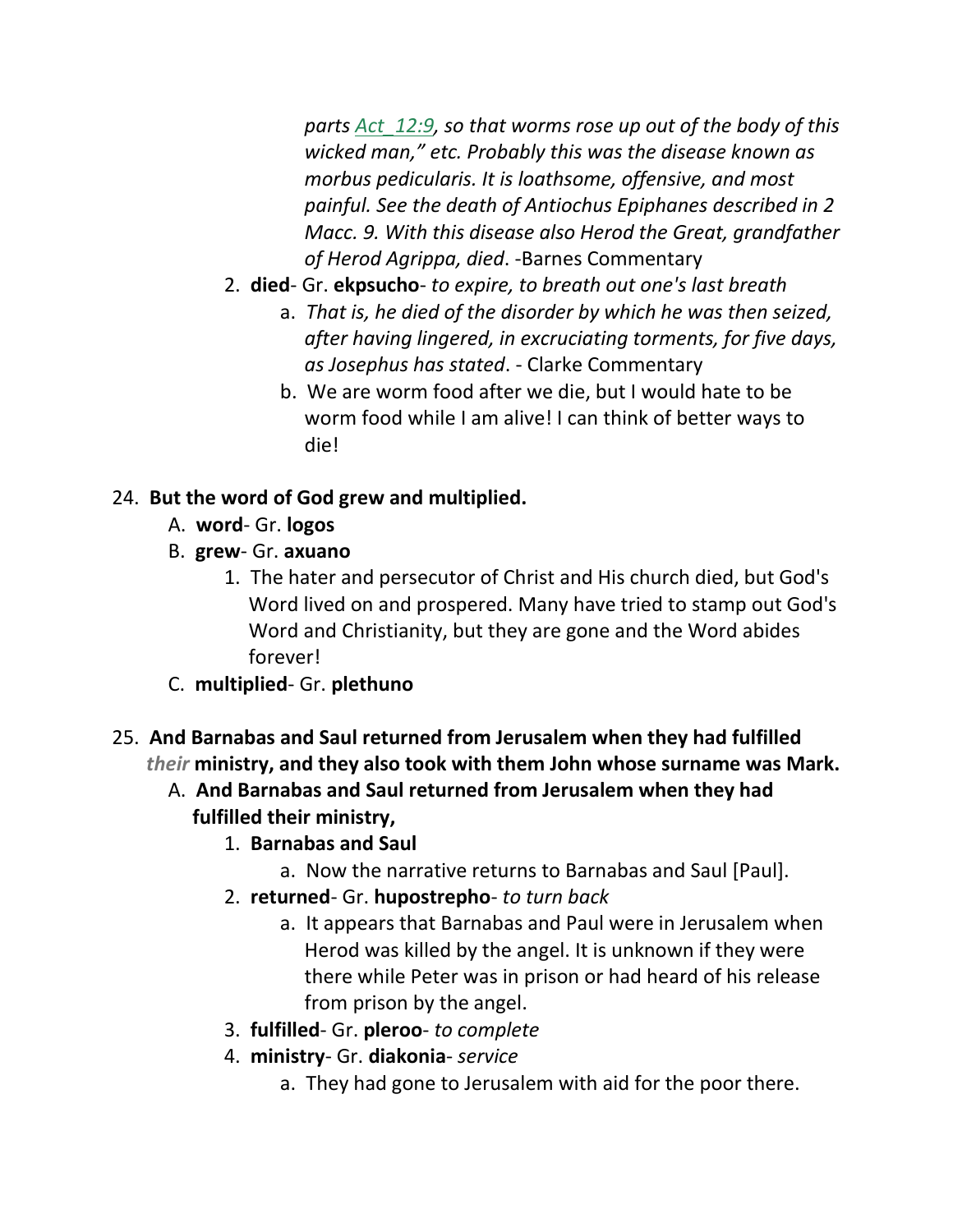*parts Act_12:9, so that worms rose up out of the body of this wicked man," etc. Probably this was the disease known as morbus pedicularis. It is loathsome, offensive, and most painful. See the death of Antiochus Epiphanes described in 2 Macc. 9. With this disease also Herod the Great, grandfather of Herod Agrippa, died*. -Barnes Commentary

2. **died**- Gr. **ekpsucho**- *to expire, to breath out one's last breath*
    a. *That is, he died of the disorder by which he was then seized, after having lingered, in excruciating torments, for five days, as Josephus has stated*. - Clarke Commentary
    b. We are worm food after we die, but I would hate to be worm food while I am alive! I can think of better ways to die!

24. **But the word of God grew and multiplied.**
    A. **word**- Gr. **logos**
    B. **grew**- Gr. **axuano**
        1. The hater and persecutor of Christ and His church died, but God's Word lived on and prospered. Many have tried to stamp out God's Word and Christianity, but they are gone and the Word abides forever!
    C. **multiplied**- Gr. **plethuno**

25. **And Barnabas and Saul returned from Jerusalem when they had fulfilled *their* ministry, and they also took with them John whose surname was Mark.**
    A. **And Barnabas and Saul returned from Jerusalem when they had fulfilled their ministry,**
        1. **Barnabas and Saul**
            a. Now the narrative returns to Barnabas and Saul [Paul].
        2. **returned**- Gr. **hupostrepho**- *to turn back*
            a. It appears that Barnabas and Paul were in Jerusalem when Herod was killed by the angel. It is unknown if they were there while Peter was in prison or had heard of his release from prison by the angel.
        3. **fulfilled**- Gr. **pleroo**- *to complete*
        4. **ministry**- Gr. **diakonia**- *service*
            a. They had gone to Jerusalem with aid for the poor there.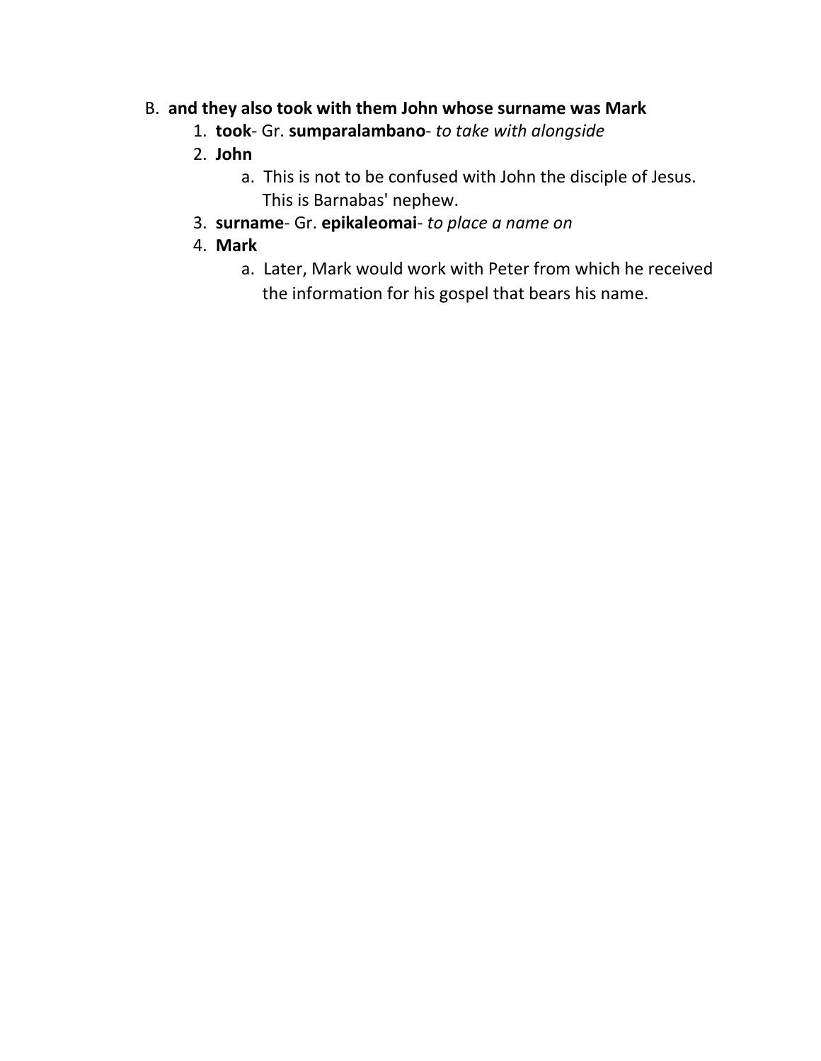B. **and they also took with them John whose surname was Mark**

1. **took**- Gr. **sumparalambano**- *to take with alongside*
2. **John**
    a. This is not to be confused with John the disciple of Jesus. This is Barnabas' nephew.
3. **surname**- Gr. **epikaleomai**- *to place a name on*
4. **Mark**
    a. Later, Mark would work with Peter from which he received the information for his gospel that bears his name.